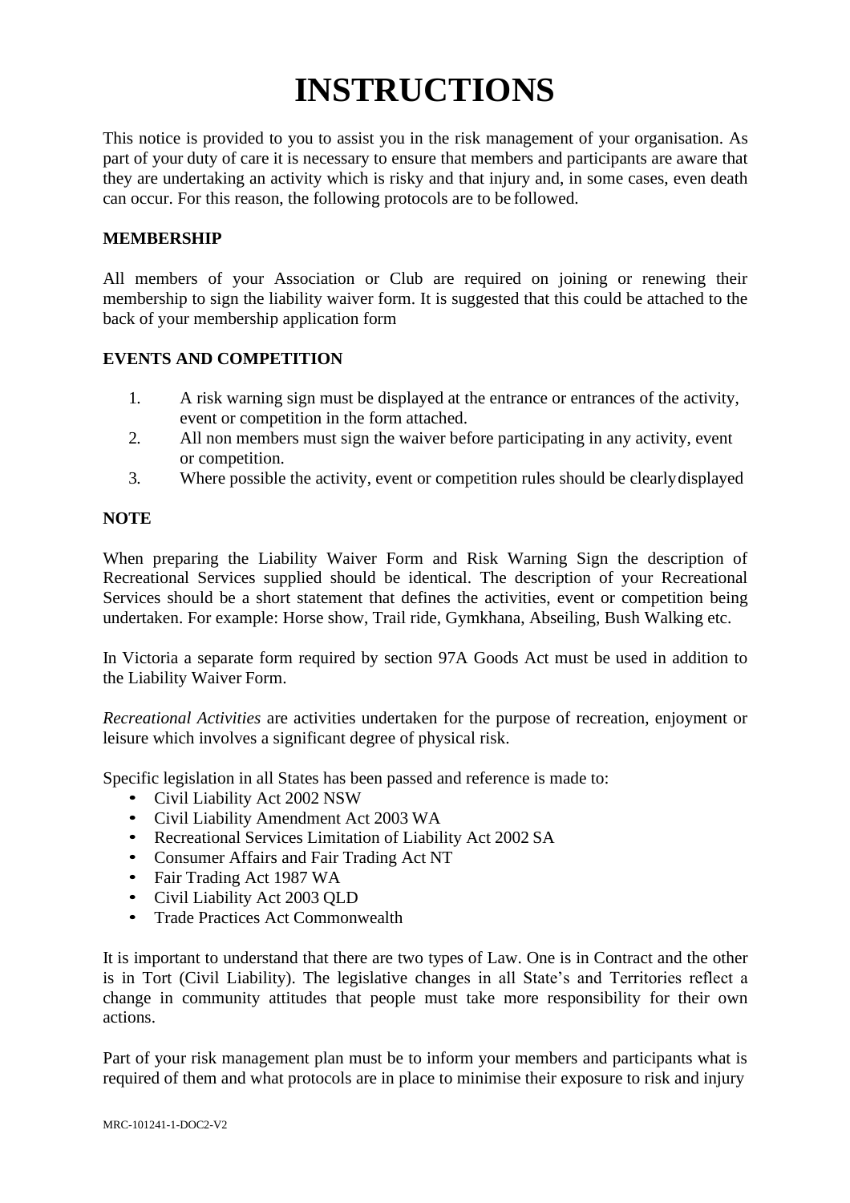# INSTRUCTIONS

This notice is provided to you to assist you in the risk management of your organisation. As part of your duty of care it is necessary to ensure that members and participants are aware that they are undertaking an activity which is risky and that injury and, in some cases, even death can occur. For this reason, the following protocols are to be followed.

**MEMBERSHIP**

All members of your Association or Club are required on joining or renewing their membership to sign the liability waiver form. It is suggested that this could be attached to the back of your membership application form

**EVENTS AND COMPETITION**

1. A risk warning sign must be displayed at the entrance or entrances of the activity, event or competition in the form attached.
2. All non members must sign the waiver before participating in any activity, event or competition.
3. Where possible the activity, event or competition rules should be clearly displayed

**NOTE**

When preparing the Liability Waiver Form and Risk Warning Sign the description of Recreational Services supplied should be identical. The description of your Recreational Services should be a short statement that defines the activities, event or competition being undertaken. For example: Horse show, Trail ride, Gymkhana, Abseiling, Bush Walking etc.

In Victoria a separate form required by section 97A Goods Act must be used in addition to the Liability Waiver Form.

*Recreational Activities* are activities undertaken for the purpose of recreation, enjoyment or leisure which involves a significant degree of physical risk.

Specific legislation in all States has been passed and reference is made to:

- Civil Liability Act 2002 NSW
- Civil Liability Amendment Act 2003 WA
- Recreational Services Limitation of Liability Act 2002 SA
- Consumer Affairs and Fair Trading Act NT
- Fair Trading Act 1987 WA
- Civil Liability Act 2003 QLD
- Trade Practices Act Commonwealth

It is important to understand that there are two types of Law. One is in Contract and the other is in Tort (Civil Liability). The legislative changes in all State's and Territories reflect a change in community attitudes that people must take more responsibility for their own actions.

Part of your risk management plan must be to inform your members and participants what is required of them and what protocols are in place to minimise their exposure to risk and injury

MRC-101241-1-DOC2-V2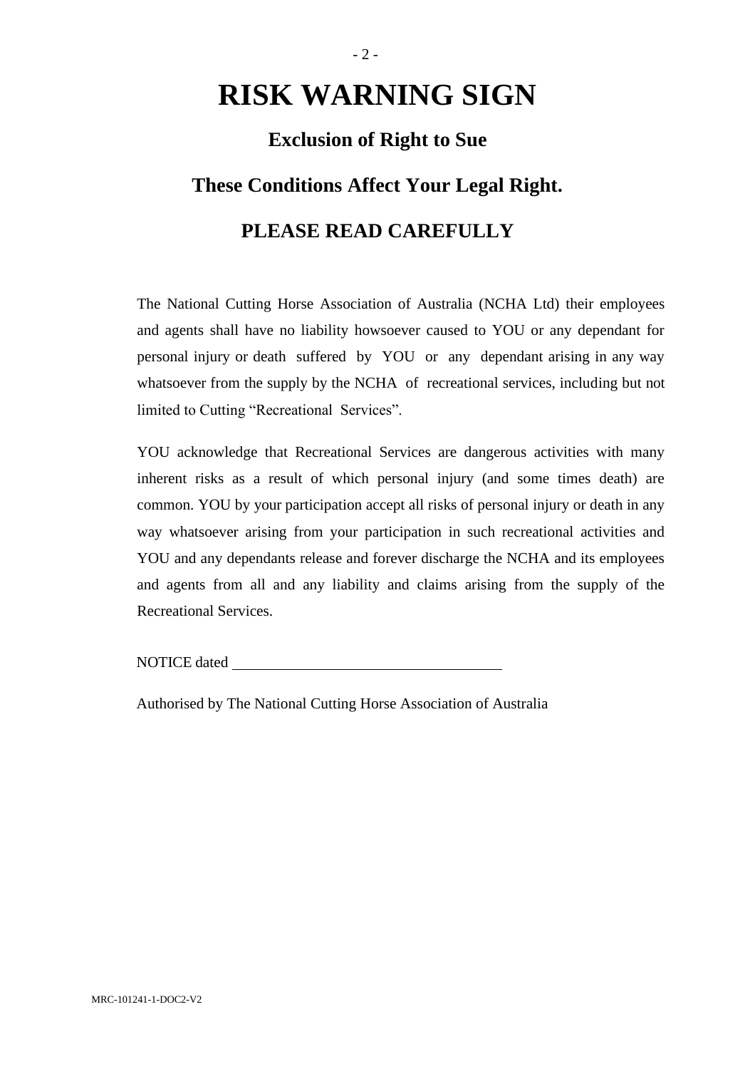# RISK WARNING SIGN

## Exclusion of Right to Sue

## These Conditions Affect Your Legal Right.

## PLEASE READ CAREFULLY

The National Cutting Horse Association of Australia (NCHA Ltd) their employees and agents shall have no liability howsoever caused to YOU or any dependant for personal injury or death suffered by YOU or any dependant arising in any way whatsoever from the supply by the NCHA of recreational services, including but not limited to Cutting "Recreational Services".

YOU acknowledge that Recreational Services are dangerous activities with many inherent risks as a result of which personal injury (and some times death) are common. YOU by your participation accept all risks of personal injury or death in any way whatsoever arising from your participation in such recreational activities and YOU and any dependants release and forever discharge the NCHA and its employees and agents from all and any liability and claims arising from the supply of the Recreational Services.

NOTICE dated ____________________________________

Authorised by The National Cutting Horse Association of Australia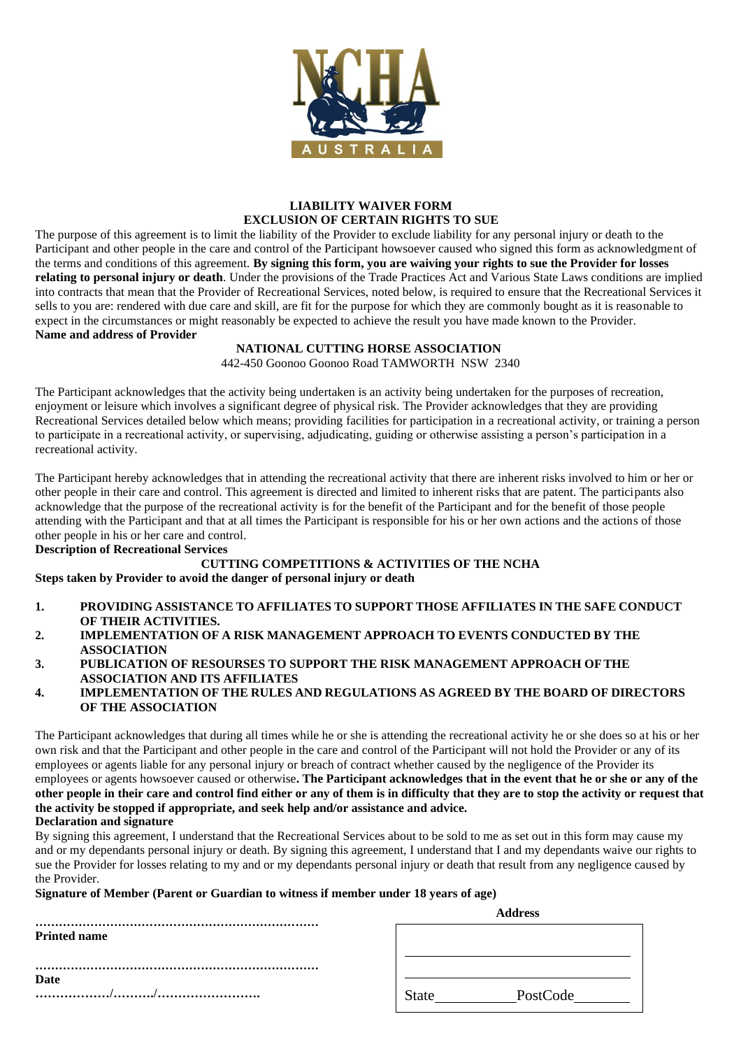**LIABILITY WAIVER FORM**
**EXCLUSION OF CERTAIN RIGHTS TO SUE**

The purpose of this agreement is to limit the liability of the Provider to exclude liability for any personal injury or death to the Participant and other people in the care and control of the Participant howsoever caused who signed this form as acknowledgment of the terms and conditions of this agreement. **By signing this form, you are waiving your rights to sue the Provider for losses relating to personal injury or death**. Under the provisions of the Trade Practices Act and Various State Laws conditions are implied into contracts that mean that the Provider of Recreational Services, noted below, is required to ensure that the Recreational Services it sells to you are: rendered with due care and skill, are fit for the purpose for which they are commonly bought as it is reasonable to expect in the circumstances or might reasonably be expected to achieve the result you have made known to the Provider.

**Name and address of Provider**

**NATIONAL CUTTING HORSE ASSOCIATION**
442-450 Goonoo Goonoo Road TAMWORTH NSW 2340

The Participant acknowledges that the activity being undertaken is an activity being undertaken for the purposes of recreation, enjoyment or leisure which involves a significant degree of physical risk. The Provider acknowledges that they are providing Recreational Services detailed below which means; providing facilities for participation in a recreational activity, or training a person to participate in a recreational activity, or supervising, adjudicating, guiding or otherwise assisting a person's participation in a recreational activity.

The Participant hereby acknowledges that in attending the recreational activity that there are inherent risks involved to him or her or other people in their care and control. This agreement is directed and limited to inherent risks that are patent. The participants also acknowledge that the purpose of the recreational activity is for the benefit of the Participant and for the benefit of those people attending with the Participant and that at all times the Participant is responsible for his or her own actions and the actions of those other people in his or her care and control.

**Description of Recreational Services**

**CUTTING COMPETITIONS & ACTIVITIES OF THE NCHA**

**Steps taken by Provider to avoid the danger of personal injury or death**

1. **PROVIDING ASSISTANCE TO AFFILIATES TO SUPPORT THOSE AFFILIATES IN THE SAFE CONDUCT OF THEIR ACTIVITIES.**
2. **IMPLEMENTATION OF A RISK MANAGEMENT APPROACH TO EVENTS CONDUCTED BY THE ASSOCIATION**
3. **PUBLICATION OF RESOURSES TO SUPPORT THE RISK MANAGEMENT APPROACH OF THE ASSOCIATION AND ITS AFFILIATES**
4. **IMPLEMENTATION OF THE RULES AND REGULATIONS AS AGREED BY THE BOARD OF DIRECTORS OF THE ASSOCIATION**

The Participant acknowledges that during all times while he or she is attending the recreational activity he or she does so at his or her own risk and that the Participant and other people in the care and control of the Participant will not hold the Provider or any of its employees or agents liable for any personal injury or breach of contract whether caused by the negligence of the Provider its employees or agents howsoever caused or otherwise**. The Participant acknowledges that in the event that he or she or any of the other people in their care and control find either or any of them is in difficulty that they are to stop the activity or request that the activity be stopped if appropriate, and seek help and/or assistance and advice.**

**Declaration and signature**

By signing this agreement, I understand that the Recreational Services about to be sold to me as set out in this form may cause my and or my dependants personal injury or death. By signing this agreement, I understand that I and my dependants waive our rights to sue the Provider for losses relating to my and or my dependants personal injury or death that result from any negligence caused by the Provider.

**Signature of Member (Parent or Guardian to witness if member under 18 years of age)**

………………………………………………………………
**Printed name**

………………………………………………………………
**Date**
………………/………./…………………….

**Address**

______________________________

______________________________

State__________ PostCode________